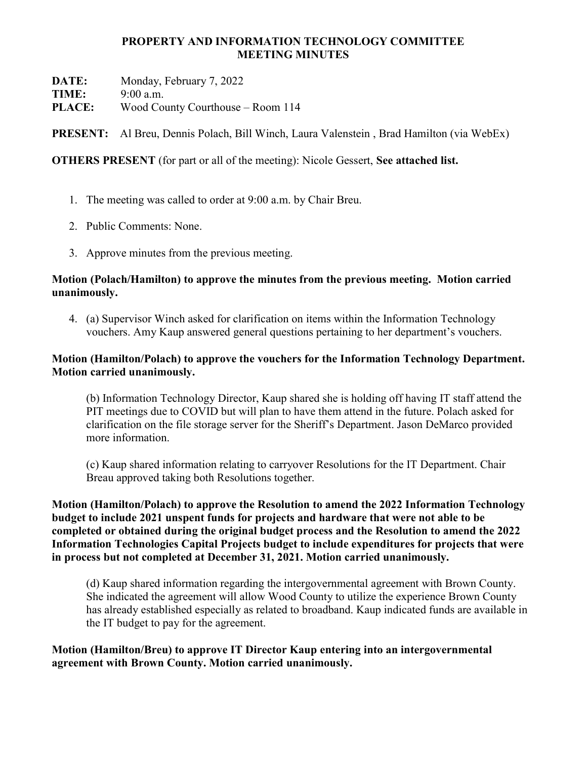# PROPERTY AND INFORMATION TECHNOLOGY COMMITTEE
# MEETING MINUTES

**DATE:** Monday, February 7, 2022
**TIME:** 9:00 a.m.
**PLACE:** Wood County Courthouse – Room 114

**PRESENT:** Al Breu, Dennis Polach, Bill Winch, Laura Valenstein , Brad Hamilton (via WebEx)

**OTHERS PRESENT** (for part or all of the meeting): Nicole Gessert, **See attached list.**

1. The meeting was called to order at 9:00 a.m. by Chair Breu.

2. Public Comments: None.

3. Approve minutes from the previous meeting.

**Motion (Polach/Hamilton) to approve the minutes from the previous meeting. Motion carried unanimously.**

4. (a) Supervisor Winch asked for clarification on items within the Information Technology vouchers. Amy Kaup answered general questions pertaining to her department's vouchers.

**Motion (Hamilton/Polach) to approve the vouchers for the Information Technology Department. Motion carried unanimously.**

(b) Information Technology Director, Kaup shared she is holding off having IT staff attend the PIT meetings due to COVID but will plan to have them attend in the future. Polach asked for clarification on the file storage server for the Sheriff's Department. Jason DeMarco provided more information.

(c) Kaup shared information relating to carryover Resolutions for the IT Department. Chair Breau approved taking both Resolutions together.

**Motion (Hamilton/Polach) to approve the Resolution to amend the 2022 Information Technology budget to include 2021 unspent funds for projects and hardware that were not able to be completed or obtained during the original budget process and the Resolution to amend the 2022 Information Technologies Capital Projects budget to include expenditures for projects that were in process but not completed at December 31, 2021. Motion carried unanimously.**

(d) Kaup shared information regarding the intergovernmental agreement with Brown County. She indicated the agreement will allow Wood County to utilize the experience Brown County has already established especially as related to broadband. Kaup indicated funds are available in the IT budget to pay for the agreement.

**Motion (Hamilton/Breu) to approve IT Director Kaup entering into an intergovernmental agreement with Brown County. Motion carried unanimously.**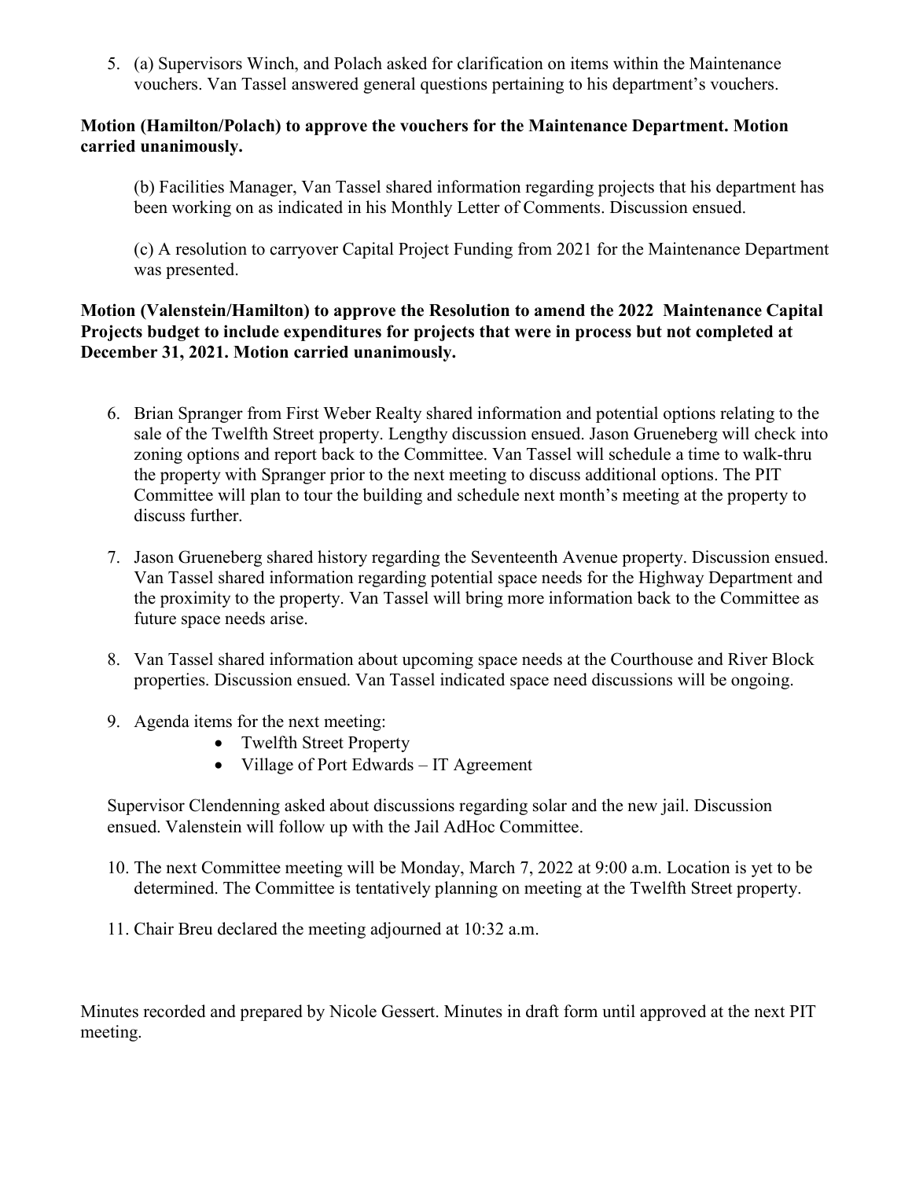5. (a) Supervisors Winch, and Polach asked for clarification on items within the Maintenance vouchers. Van Tassel answered general questions pertaining to his department's vouchers.

**Motion (Hamilton/Polach) to approve the vouchers for the Maintenance Department. Motion carried unanimously.**

(b) Facilities Manager, Van Tassel shared information regarding projects that his department has been working on as indicated in his Monthly Letter of Comments. Discussion ensued.

(c) A resolution to carryover Capital Project Funding from 2021 for the Maintenance Department was presented.

**Motion (Valenstein/Hamilton) to approve the Resolution to amend the 2022 Maintenance Capital Projects budget to include expenditures for projects that were in process but not completed at December 31, 2021. Motion carried unanimously.**

6. Brian Spranger from First Weber Realty shared information and potential options relating to the sale of the Twelfth Street property. Lengthy discussion ensued. Jason Grueneberg will check into zoning options and report back to the Committee. Van Tassel will schedule a time to walk-thru the property with Spranger prior to the next meeting to discuss additional options. The PIT Committee will plan to tour the building and schedule next month's meeting at the property to discuss further.

7. Jason Grueneberg shared history regarding the Seventeenth Avenue property. Discussion ensued. Van Tassel shared information regarding potential space needs for the Highway Department and the proximity to the property. Van Tassel will bring more information back to the Committee as future space needs arise.

8. Van Tassel shared information about upcoming space needs at the Courthouse and River Block properties. Discussion ensued. Van Tassel indicated space need discussions will be ongoing.

9. Agenda items for the next meeting:
   - Twelfth Street Property
   - Village of Port Edwards – IT Agreement

   Supervisor Clendenning asked about discussions regarding solar and the new jail. Discussion ensued. Valenstein will follow up with the Jail AdHoc Committee.

10. The next Committee meeting will be Monday, March 7, 2022 at 9:00 a.m. Location is yet to be determined. The Committee is tentatively planning on meeting at the Twelfth Street property.

11. Chair Breu declared the meeting adjourned at 10:32 a.m.

Minutes recorded and prepared by Nicole Gessert. Minutes in draft form until approved at the next PIT meeting.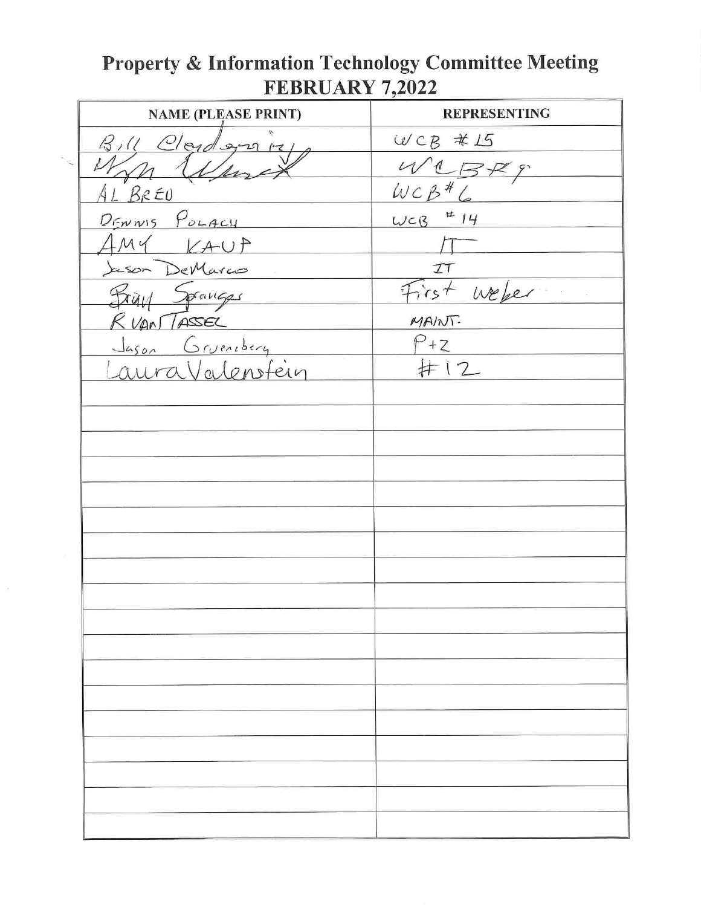# Property & Information Technology Committee Meeting
## FEBRUARY 7,2022

| NAME (PLEASE PRINT) | REPRESENTING |
|---|---|
| Bill Clendenning | WCB #15 |
| Wm Wunsch | WCB #9 |
| AL BREU | WCB #6 |
| DENNIS POLACH | WCB # 14 |
| AMY KAUP | IT |
| Jason DeMarco | IT |
| Brian Sprangers | First Weber |
| R VAN TASSEL | MAINT. |
| Jason Gruenberg | P+Z |
| Laura Valenstein | #12 |
| | |
| | |
| | |
| | |
| | |
| | |
| | |
| | |
| | |
| | |
| | |
| | |
| | |
| | |
| | |
| | |
| | |
| | |